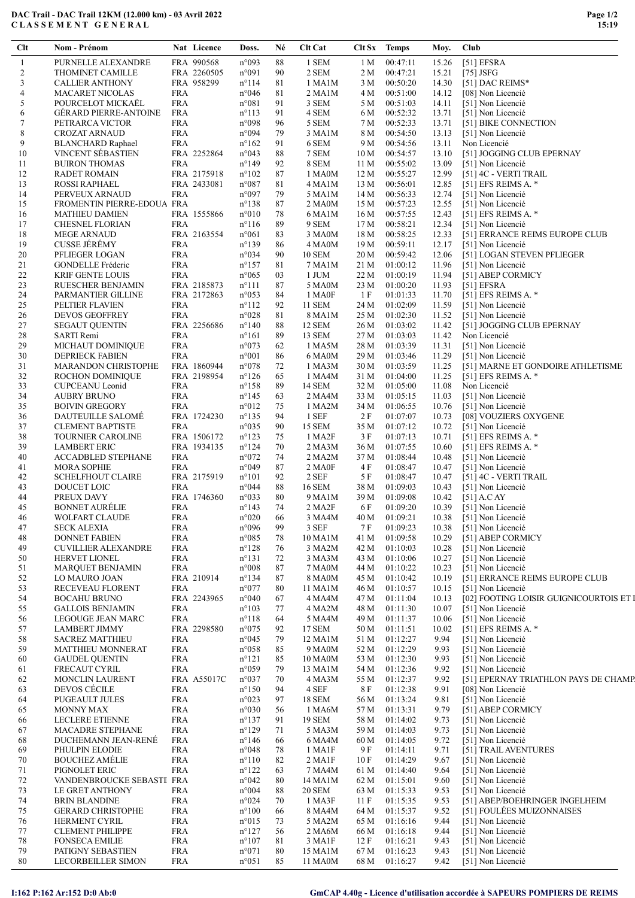# DAC Trail - DAC Trail 12KM (12.000 km) - 03 Avril 2022

## CLASSEMENT GENERAL

| Clt | Nom - Prénom | Nat | Licence | Doss. | Né | Clt Cat | Clt Sx | Temps | Moy. | Club |
|---|---|---|---|---|---|---|---|---|---|---|
| 1 | PURNELLE ALEXANDRE | FRA | 990568 | n°093 | 88 | 1 SEM | 1 M | 00:47:11 | 15.26 | [51] EFSRA |
| 2 | THOMINET CAMILLE | FRA | 2260505 | n°091 | 90 | 2 SEM | 2 M | 00:47:21 | 15.21 | [75] JSFG |
| 3 | CALLIER ANTHONY | FRA | 958299 | n°114 | 81 | 1 MA1M | 3 M | 00:50:20 | 14.30 | [51] DAC REIMS* |
| 4 | MACARET NICOLAS | FRA | | n°046 | 81 | 2 MA1M | 4 M | 00:51:00 | 14.12 | [08] Non Licencié |
| 5 | POURCELOT MICKAËL | FRA | | n°081 | 91 | 3 SEM | 5 M | 00:51:03 | 14.11 | [51] Non Licencié |
| 6 | GÉRARD PIERRE-ANTOINE | FRA | | n°113 | 91 | 4 SEM | 6 M | 00:52:32 | 13.71 | [51] Non Licencié |
| 7 | PETRARCA VICTOR | FRA | | n°098 | 96 | 5 SEM | 7 M | 00:52:33 | 13.71 | [51] BIKE CONNECTION |
| 8 | CROZAT ARNAUD | FRA | | n°094 | 79 | 3 MA1M | 8 M | 00:54:50 | 13.13 | [51] Non Licencié |
| 9 | BLANCHARD Raphael | FRA | | n°162 | 91 | 6 SEM | 9 M | 00:54:56 | 13.11 | Non Licencié |
| 10 | VINCENT SÉBASTIEN | FRA | 2252864 | n°043 | 88 | 7 SEM | 10 M | 00:54:57 | 13.10 | [51] JOGGING CLUB EPERNAY |
| 11 | BUIRON THOMAS | FRA | | n°149 | 92 | 8 SEM | 11 M | 00:55:02 | 13.09 | [51] Non Licencié |
| 12 | RADET ROMAIN | FRA | 2175918 | n°102 | 87 | 1 MA0M | 12 M | 00:55:27 | 12.99 | [51] 4C - VERTI TRAIL |
| 13 | ROSSI RAPHAEL | FRA | 2433081 | n°087 | 81 | 4 MA1M | 13 M | 00:56:01 | 12.85 | [51] EFS REIMS A. * |
| 14 | PERVEUX ARNAUD | FRA | | n°097 | 79 | 5 MA1M | 14 M | 00:56:33 | 12.74 | [51] Non Licencié |
| 15 | FROMENTIN PIERRE-EDOUA | FRA | | n°138 | 87 | 2 MA0M | 15 M | 00:57:23 | 12.55 | [51] Non Licencié |
| 16 | MATHIEU DAMIEN | FRA | 1555866 | n°010 | 78 | 6 MA1M | 16 M | 00:57:55 | 12.43 | [51] EFS REIMS A. * |
| 17 | CHESNEL FLORIAN | FRA | | n°116 | 89 | 9 SEM | 17 M | 00:58:21 | 12.34 | [51] Non Licencié |
| 18 | MEGE ARNAUD | FRA | 2163554 | n°061 | 83 | 3 MA0M | 18 M | 00:58:25 | 12.33 | [51] ERRANCE REIMS EUROPE CLUB |
| 19 | CUSSE JÉRÉMY | FRA | | n°139 | 86 | 4 MA0M | 19 M | 00:59:11 | 12.17 | [51] Non Licencié |
| 20 | PFLIEGER LOGAN | FRA | | n°034 | 90 | 10 SEM | 20 M | 00:59:42 | 12.06 | [51] LOGAN STEVEN PFLIEGER |
| 21 | GONDELLE Fréderic | FRA | | n°157 | 81 | 7 MA1M | 21 M | 01:00:12 | 11.96 | [51] Non Licencié |
| 22 | KRIF GENTE LOUIS | FRA | | n°065 | 03 | 1 JUM | 22 M | 01:00:19 | 11.94 | [51] ABEP CORMICY |
| 23 | RUESCHER BENJAMIN | FRA | 2185873 | n°111 | 87 | 5 MA0M | 23 M | 01:00:20 | 11.93 | [51] EFSRA |
| 24 | PARMANTIER GILLINE | FRA | 2172863 | n°053 | 84 | 1 MA0F | 1 F | 01:01:33 | 11.70 | [51] EFS REIMS A. * |
| 25 | PELTIER FLAVIEN | FRA | | n°112 | 92 | 11 SEM | 24 M | 01:02:09 | 11.59 | [51] Non Licencié |
| 26 | DEVOS GEOFFREY | FRA | | n°028 | 81 | 8 MA1M | 25 M | 01:02:30 | 11.52 | [51] Non Licencié |
| 27 | SEGAUT QUENTIN | FRA | 2256686 | n°140 | 88 | 12 SEM | 26 M | 01:03:02 | 11.42 | [51] JOGGING CLUB EPERNAY |
| 28 | SARTI Remi | FRA | | n°161 | 89 | 13 SEM | 27 M | 01:03:03 | 11.42 | Non Licencié |
| 29 | MICHAUT DOMINIQUE | FRA | | n°073 | 62 | 1 MA5M | 28 M | 01:03:39 | 11.31 | [51] Non Licencié |
| 30 | DEPRIECK FABIEN | FRA | | n°001 | 86 | 6 MA0M | 29 M | 01:03:46 | 11.29 | [51] Non Licencié |
| 31 | MARANDON CHRISTOPHE | FRA | 1860944 | n°078 | 72 | 1 MA3M | 30 M | 01:03:59 | 11.25 | [51] MARNE ET GONDOIRE ATHLETISME |
| 32 | ROCHON DOMINIQUE | FRA | 2198954 | n°126 | 65 | 1 MA4M | 31 M | 01:04:00 | 11.25 | [51] EFS REIMS A. * |
| 33 | CUPCEANU Leonid | FRA | | n°158 | 89 | 14 SEM | 32 M | 01:05:00 | 11.08 | Non Licencié |
| 34 | AUBRY BRUNO | FRA | | n°145 | 63 | 2 MA4M | 33 M | 01:05:15 | 11.03 | [51] Non Licencié |
| 35 | BOIVIN GREGORY | FRA | | n°012 | 75 | 1 MA2M | 34 M | 01:06:55 | 10.76 | [51] Non Licencié |
| 36 | DAUTEUILLE SALOMÉ | FRA | 1724230 | n°135 | 94 | 1 SEF | 2 F | 01:07:07 | 10.73 | [08] VOUZIERS OXYGENE |
| 37 | CLEMENT BAPTISTE | FRA | | n°035 | 90 | 15 SEM | 35 M | 01:07:12 | 10.72 | [51] Non Licencié |
| 38 | TOURNIER CAROLINE | FRA | 1506172 | n°123 | 75 | 1 MA2F | 3 F | 01:07:13 | 10.71 | [51] EFS REIMS A. * |
| 39 | LAMBERT ERIC | FRA | 1934135 | n°124 | 70 | 2 MA3M | 36 M | 01:07:55 | 10.60 | [51] EFS REIMS A. * |
| 40 | ACCADBLED STEPHANE | FRA | | n°072 | 74 | 2 MA2M | 37 M | 01:08:44 | 10.48 | [51] Non Licencié |
| 41 | MORA SOPHIE | FRA | | n°049 | 87 | 2 MA0F | 4 F | 01:08:47 | 10.47 | [51] Non Licencié |
| 42 | SCHELFHOUT CLAIRE | FRA | 2175919 | n°101 | 92 | 2 SEF | 5 F | 01:08:47 | 10.47 | [51] 4C - VERTI TRAIL |
| 43 | DOUCET LOIC | FRA | | n°044 | 88 | 16 SEM | 38 M | 01:09:03 | 10.43 | [51] Non Licencié |
| 44 | PREUX DAVY | FRA | 1746360 | n°033 | 80 | 9 MA1M | 39 M | 01:09:08 | 10.42 | [51] A.C AY |
| 45 | BONNET AURÉLIE | FRA | | n°143 | 74 | 2 MA2F | 6 F | 01:09:20 | 10.39 | [51] Non Licencié |
| 46 | WOLFART CLAUDE | FRA | | n°020 | 66 | 3 MA4M | 40 M | 01:09:21 | 10.38 | [51] Non Licencié |
| 47 | SECK ALEXIA | FRA | | n°096 | 99 | 3 SEF | 7 F | 01:09:23 | 10.38 | [51] Non Licencié |
| 48 | DONNET FABIEN | FRA | | n°085 | 78 | 10 MA1M | 41 M | 01:09:58 | 10.29 | [51] ABEP CORMICY |
| 49 | CUVILLIER ALEXANDRE | FRA | | n°128 | 76 | 3 MA2M | 42 M | 01:10:03 | 10.28 | [51] Non Licencié |
| 50 | HERVET LIONEL | FRA | | n°131 | 72 | 3 MA3M | 43 M | 01:10:06 | 10.27 | [51] Non Licencié |
| 51 | MARQUET BENJAMIN | FRA | | n°008 | 87 | 7 MA0M | 44 M | 01:10:22 | 10.23 | [51] Non Licencié |
| 52 | LO MAURO JOAN | FRA | 210914 | n°134 | 87 | 8 MA0M | 45 M | 01:10:42 | 10.19 | [51] ERRANCE REIMS EUROPE CLUB |
| 53 | RECEVEAU FLORENT | FRA | | n°077 | 80 | 11 MA1M | 46 M | 01:10:57 | 10.15 | [51] Non Licencié |
| 54 | BOCAHU BRUNO | FRA | 2243965 | n°040 | 67 | 4 MA4M | 47 M | 01:11:04 | 10.13 | [02] FOOTING LOISIR GUIGNICOURTOIS ET I |
| 55 | GALLOIS BENJAMIN | FRA | | n°103 | 77 | 4 MA2M | 48 M | 01:11:30 | 10.07 | [51] Non Licencié |
| 56 | LEGOUGE JEAN MARC | FRA | | n°118 | 64 | 5 MA4M | 49 M | 01:11:37 | 10.06 | [51] Non Licencié |
| 57 | LAMBERT JIMMY | FRA | 2298580 | n°075 | 92 | 17 SEM | 50 M | 01:11:51 | 10.02 | [51] EFS REIMS A. * |
| 58 | SACREZ MATTHIEU | FRA | | n°045 | 79 | 12 MA1M | 51 M | 01:12:27 | 9.94 | [51] Non Licencié |
| 59 | MATTHIEU MONNERAT | FRA | | n°058 | 85 | 9 MA0M | 52 M | 01:12:29 | 9.93 | [51] Non Licencié |
| 60 | GAUDEL QUENTIN | FRA | | n°121 | 85 | 10 MA0M | 53 M | 01:12:30 | 9.93 | [51] Non Licencié |
| 61 | FRECAUT CYRIL | FRA | | n°059 | 79 | 13 MA1M | 54 M | 01:12:36 | 9.92 | [51] Non Licencié |
| 62 | MONCLIN LAURENT | FRA | A55017C | n°037 | 70 | 4 MA3M | 55 M | 01:12:37 | 9.92 | [51] EPERNAY TRIATHLON PAYS DE CHAMP |
| 63 | DEVOS CÉCILE | FRA | | n°150 | 94 | 4 SEF | 8 F | 01:12:38 | 9.91 | [08] Non Licencié |
| 64 | PUGEAULT JULES | FRA | | n°023 | 97 | 18 SEM | 56 M | 01:13:24 | 9.81 | [51] Non Licencié |
| 65 | MONNY MAX | FRA | | n°030 | 56 | 1 MA6M | 57 M | 01:13:31 | 9.79 | [51] ABEP CORMICY |
| 66 | LECLERE ETIENNE | FRA | | n°137 | 91 | 19 SEM | 58 M | 01:14:02 | 9.73 | [51] Non Licencié |
| 67 | MACADRE STEPHANE | FRA | | n°129 | 71 | 5 MA3M | 59 M | 01:14:03 | 9.73 | [51] Non Licencié |
| 68 | DUCHEMANN JEAN-RENÉ | FRA | | n°146 | 66 | 6 MA4M | 60 M | 01:14:05 | 9.72 | [51] Non Licencié |
| 69 | PHULPIN ELODIE | FRA | | n°048 | 78 | 1 MA1F | 9 F | 01:14:11 | 9.71 | [51] TRAIL AVENTURES |
| 70 | BOUCHEZ AMÉLIE | FRA | | n°110 | 82 | 2 MA1F | 10 F | 01:14:29 | 9.67 | [51] Non Licencié |
| 71 | PIGNOLET ERIC | FRA | | n°122 | 63 | 7 MA4M | 61 M | 01:14:40 | 9.64 | [51] Non Licencié |
| 72 | VANDENBROUCKE SEBASTI | FRA | | n°042 | 80 | 14 MA1M | 62 M | 01:15:01 | 9.60 | [51] Non Licencié |
| 73 | LE GRET ANTHONY | FRA | | n°004 | 88 | 20 SEM | 63 M | 01:15:33 | 9.53 | [51] Non Licencié |
| 74 | BRIN BLANDINE | FRA | | n°024 | 70 | 1 MA3F | 11 F | 01:15:35 | 9.53 | [51] ABEP/BOEHRINGER INGELHEIM |
| 75 | GERARD CHRISTOPHE | FRA | | n°100 | 66 | 8 MA4M | 64 M | 01:15:37 | 9.52 | [51] FOULÉES MUIZONNAISES |
| 76 | HERMENT CYRIL | FRA | | n°015 | 73 | 5 MA2M | 65 M | 01:16:16 | 9.44 | [51] Non Licencié |
| 77 | CLEMENT PHILIPPE | FRA | | n°127 | 56 | 2 MA6M | 66 M | 01:16:18 | 9.44 | [51] Non Licencié |
| 78 | FONSECA EMILIE | FRA | | n°107 | 81 | 3 MA1F | 12 F | 01:16:21 | 9.43 | [51] Non Licencié |
| 79 | PATIGNY SEBASTIEN | FRA | | n°071 | 80 | 15 MA1M | 67 M | 01:16:23 | 9.43 | [51] Non Licencié |
| 80 | LECORBEILLER SIMON | FRA | | n°051 | 85 | 11 MA0M | 68 M | 01:16:27 | 9.42 | [51] Non Licencié |

I:162 P:162 Ar:152 D:0 Ab:0

GmCAP 4.40g - Licence d'utilisation accordée à SAPEURS POMPIERS DE REIMS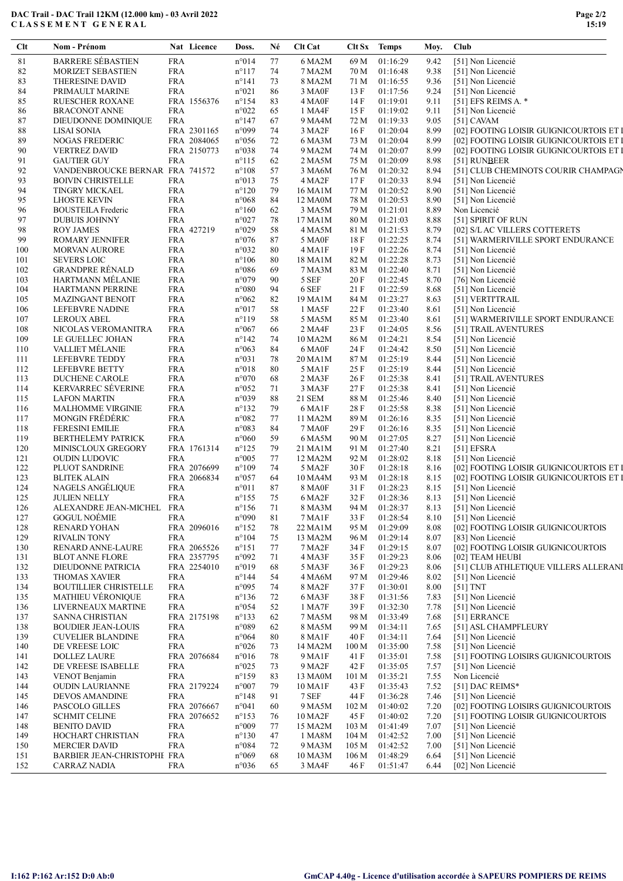# DAC Trail - DAC Trail 12KM (12.000 km) - 03 Avril 2022
## CLASSEMENT GENERAL

| Clt | Nom - Prénom | Nat | Licence | Doss. | Né | Clt Cat | Clt Sx | Temps | Moy. | Club |
|---|---|---|---|---|---|---|---|---|---|---|
| 81 | BARRERE SÉBASTIEN | FRA | | n°014 | 77 | 6 MA2M | 69 M | 01:16:29 | 9.42 | [51] Non Licencié |
| 82 | MORIZET SEBASTIEN | FRA | | n°117 | 74 | 7 MA2M | 70 M | 01:16:48 | 9.38 | [51] Non Licencié |
| 83 | THERESINE DAVID | FRA | | n°141 | 73 | 8 MA2M | 71 M | 01:16:55 | 9.36 | [51] Non Licencié |
| 84 | PRIMAULT MARINE | FRA | | n°021 | 86 | 3 MA0F | 13 F | 01:17:56 | 9.24 | [51] Non Licencié |
| 85 | RUESCHER ROXANE | FRA | 1556376 | n°154 | 83 | 4 MA0F | 14 F | 01:19:01 | 9.11 | [51] EFS REIMS A. * |
| 86 | BRACONOT ANNE | FRA | | n°022 | 65 | 1 MA4F | 15 F | 01:19:02 | 9.11 | [51] Non Licencié |
| 87 | DIEUDONNE DOMINIQUE | FRA | | n°147 | 67 | 9 MA4M | 72 M | 01:19:33 | 9.05 | [51] CAVAM |
| 88 | LISAI SONIA | FRA | 2301165 | n°099 | 74 | 3 MA2F | 16 F | 01:20:04 | 8.99 | [02] FOOTING LOISIR GUIGNICOURTOIS ET I |
| 89 | NOGAS FREDERIC | FRA | 2084065 | n°056 | 72 | 6 MA3M | 73 M | 01:20:04 | 8.99 | [02] FOOTING LOISIR GUIGNICOURTOIS ET I |
| 90 | VERTREZ DAVID | FRA | 2150773 | n°038 | 74 | 9 MA2M | 74 M | 01:20:07 | 8.99 | [02] FOOTING LOISIR GUIGNICOURTOIS ET I |
| 91 | GAUTIER GUY | FRA | | n°115 | 62 | 2 MA5M | 75 M | 01:20:09 | 8.98 | [51] RUNBEER |
| 92 | VANDENBROUCKE BERNAR | FRA | 741572 | n°108 | 57 | 3 MA6M | 76 M | 01:20:32 | 8.94 | [51] CLUB CHEMINOTS COURIR CHAMPAGN |
| 93 | BOIVIN CHRISTELLE | FRA | | n°013 | 75 | 4 MA2F | 17 F | 01:20:33 | 8.94 | [51] Non Licencié |
| 94 | TINGRY MICKAEL | FRA | | n°120 | 79 | 16 MA1M | 77 M | 01:20:52 | 8.90 | [51] Non Licencié |
| 95 | LHOSTE KEVIN | FRA | | n°068 | 84 | 12 MA0M | 78 M | 01:20:53 | 8.90 | [51] Non Licencié |
| 96 | BOUSTEILA Frederic | FRA | | n°160 | 62 | 3 MA5M | 79 M | 01:21:01 | 8.89 | Non Licencié |
| 97 | DUBUIS JOHNNY | FRA | | n°027 | 78 | 17 MA1M | 80 M | 01:21:03 | 8.88 | [51] SPIRIT OF RUN |
| 98 | ROY JAMES | FRA | 427219 | n°029 | 58 | 4 MA5M | 81 M | 01:21:53 | 8.79 | [02] S/L AC VILLERS COTTERETS |
| 99 | ROMARY JENNIFER | FRA | | n°076 | 87 | 5 MA0F | 18 F | 01:22:25 | 8.74 | [51] WARMERIVILLE SPORT ENDURANCE |
| 100 | MORVAN AURORE | FRA | | n°032 | 80 | 4 MA1F | 19 F | 01:22:26 | 8.74 | [51] Non Licencié |
| 101 | SEVERS LOIC | FRA | | n°106 | 80 | 18 MA1M | 82 M | 01:22:28 | 8.73 | [51] Non Licencié |
| 102 | GRANDPRE RÉNALD | FRA | | n°086 | 69 | 7 MA3M | 83 M | 01:22:40 | 8.71 | [51] Non Licencié |
| 103 | HARTMANN MÉLANIE | FRA | | n°079 | 90 | 5 SEF | 20 F | 01:22:45 | 8.70 | [76] Non Licencié |
| 104 | HARTMANN PERRINE | FRA | | n°080 | 94 | 6 SEF | 21 F | 01:22:59 | 8.68 | [51] Non Licencié |
| 105 | MAZINGANT BENOIT | FRA | | n°062 | 82 | 19 MA1M | 84 M | 01:23:27 | 8.63 | [51] VERTITRAIL |
| 106 | LEFEBVRE NADINE | FRA | | n°017 | 58 | 1 MA5F | 22 F | 01:23:40 | 8.61 | [51] Non Licencié |
| 107 | LEROUX ABEL | FRA | | n°119 | 58 | 5 MA5M | 85 M | 01:23:40 | 8.61 | [51] WARMERIVILLE SPORT ENDURANCE |
| 108 | NICOLAS VEROMANITRA | FRA | | n°067 | 66 | 2 MA4F | 23 F | 01:24:05 | 8.56 | [51] TRAIL AVENTURES |
| 109 | LE GUELLEC JOHAN | FRA | | n°142 | 74 | 10 MA2M | 86 M | 01:24:21 | 8.54 | [51] Non Licencié |
| 110 | VALLIET MÉLANIE | FRA | | n°063 | 84 | 6 MA0F | 24 F | 01:24:42 | 8.50 | [51] Non Licencié |
| 111 | LEFEBVRE TEDDY | FRA | | n°031 | 78 | 20 MA1M | 87 M | 01:25:19 | 8.44 | [51] Non Licencié |
| 112 | LEFEBVRE BETTY | FRA | | n°018 | 80 | 5 MA1F | 25 F | 01:25:19 | 8.44 | [51] Non Licencié |
| 113 | DUCHENE CAROLE | FRA | | n°070 | 68 | 2 MA3F | 26 F | 01:25:38 | 8.41 | [51] TRAIL AVENTURES |
| 114 | KERVARREC SÉVERINE | FRA | | n°052 | 71 | 3 MA3F | 27 F | 01:25:38 | 8.41 | [51] Non Licencié |
| 115 | LAFON MARTIN | FRA | | n°039 | 88 | 21 SEM | 88 M | 01:25:46 | 8.40 | [51] Non Licencié |
| 116 | MALHOMME VIRGINIE | FRA | | n°132 | 79 | 6 MA1F | 28 F | 01:25:58 | 8.38 | [51] Non Licencié |
| 117 | MONGIN FRÉDÉRIC | FRA | | n°082 | 77 | 11 MA2M | 89 M | 01:26:16 | 8.35 | [51] Non Licencié |
| 118 | FERESINI EMILIE | FRA | | n°083 | 84 | 7 MA0F | 29 F | 01:26:16 | 8.35 | [51] Non Licencié |
| 119 | BERTHELEMY PATRICK | FRA | | n°060 | 59 | 6 MA5M | 90 M | 01:27:05 | 8.27 | [51] Non Licencié |
| 120 | MINISCLOUX GREGORY | FRA | 1761314 | n°125 | 79 | 21 MA1M | 91 M | 01:27:40 | 8.21 | [51] EFSRA |
| 121 | OUDIN LUDOVIC | FRA | | n°005 | 77 | 12 MA2M | 92 M | 01:28:02 | 8.18 | [51] Non Licencié |
| 122 | PLUOT SANDRINE | FRA | 2076699 | n°109 | 74 | 5 MA2F | 30 F | 01:28:18 | 8.16 | [02] FOOTING LOISIR GUIGNICOURTOIS ET I |
| 123 | BLITEK ALAIN | FRA | 2066834 | n°057 | 64 | 10 MA4M | 93 M | 01:28:18 | 8.15 | [02] FOOTING LOISIR GUIGNICOURTOIS ET I |
| 124 | NAGELS ANGÉLIQUE | FRA | | n°011 | 87 | 8 MA0F | 31 F | 01:28:23 | 8.15 | [51] Non Licencié |
| 125 | JULIEN NELLY | FRA | | n°155 | 75 | 6 MA2F | 32 F | 01:28:36 | 8.13 | [51] Non Licencié |
| 126 | ALEXANDRE JEAN-MICHEL | FRA | | n°156 | 71 | 8 MA3M | 94 M | 01:28:37 | 8.13 | [51] Non Licencié |
| 127 | GOGUL NOÉMIE | FRA | | n°090 | 81 | 7 MA1F | 33 F | 01:28:54 | 8.10 | [51] Non Licencié |
| 128 | RENARD YOHAN | FRA | 2096016 | n°152 | 78 | 22 MA1M | 95 M | 01:29:09 | 8.08 | [02] FOOTING LOISIR GUIGNICOURTOIS |
| 129 | RIVALIN TONY | FRA | | n°104 | 75 | 13 MA2M | 96 M | 01:29:14 | 8.07 | [83] Non Licencié |
| 130 | RENARD ANNE-LAURE | FRA | 2065526 | n°151 | 77 | 7 MA2F | 34 F | 01:29:15 | 8.07 | [02] FOOTING LOISIR GUIGNICOURTOIS |
| 131 | BLOT ANNE FLORE | FRA | 2357795 | n°092 | 71 | 4 MA3F | 35 F | 01:29:23 | 8.06 | [02] TEAM HEUBI |
| 132 | DIEUDONNE PATRICIA | FRA | 2254010 | n°019 | 68 | 5 MA3F | 36 F | 01:29:23 | 8.06 | [51] CLUB ATHLETIQUE VILLERS ALLERANI |
| 133 | THOMAS XAVIER | FRA | | n°144 | 54 | 4 MA6M | 97 M | 01:29:46 | 8.02 | [51] Non Licencié |
| 134 | BOUTILLIER CHRISTELLE | FRA | | n°095 | 74 | 8 MA2F | 37 F | 01:30:01 | 8.00 | [51] TNT |
| 135 | MATHIEU VÉRONIQUE | FRA | | n°136 | 72 | 6 MA3F | 38 F | 01:31:56 | 7.83 | [51] Non Licencié |
| 136 | LIVERNEAUX MARTINE | FRA | | n°054 | 52 | 1 MA7F | 39 F | 01:32:30 | 7.78 | [51] Non Licencié |
| 137 | SANNA CHRISTIAN | FRA | 2175198 | n°133 | 62 | 7 MA5M | 98 M | 01:33:49 | 7.68 | [51] ERRANCE |
| 138 | BOUDIER JEAN-LOUIS | FRA | | n°089 | 62 | 8 MA5M | 99 M | 01:34:11 | 7.65 | [51] ASL CHAMPFLEURY |
| 139 | CUVELIER BLANDINE | FRA | | n°064 | 80 | 8 MA1F | 40 F | 01:34:11 | 7.64 | [51] Non Licencié |
| 140 | DE VREESE LOIC | FRA | | n°026 | 73 | 14 MA2M | 100 M | 01:35:00 | 7.58 | [51] Non Licencié |
| 141 | DOLLEZ LAURE | FRA | 2076684 | n°016 | 78 | 9 MA1F | 41 F | 01:35:01 | 7.58 | [51] FOOTING LOISIRS GUIGNICOURTOIS |
| 142 | DE VREESE ISABELLE | FRA | | n°025 | 73 | 9 MA2F | 42 F | 01:35:05 | 7.57 | [51] Non Licencié |
| 143 | VENOT Benjamin | FRA | | n°159 | 83 | 13 MA0M | 101 M | 01:35:21 | 7.55 | Non Licencié |
| 144 | OUDIN LAURIANNE | FRA | 2179224 | n°007 | 79 | 10 MA1F | 43 F | 01:35:43 | 7.52 | [51] DAC REIMS* |
| 145 | DEVOS AMANDINE | FRA | | n°148 | 91 | 7 SEF | 44 F | 01:36:28 | 7.46 | [51] Non Licencié |
| 146 | PASCOLO GILLES | FRA | 2076667 | n°041 | 60 | 9 MA5M | 102 M | 01:40:02 | 7.20 | [02] FOOTING LOISIRS GUIGNICOURTOIS |
| 147 | SCHMIT CELINE | FRA | 2076652 | n°153 | 76 | 10 MA2F | 45 F | 01:40:02 | 7.20 | [51] FOOTING LOISIR GUIGNICOURTOIS |
| 148 | BENITO DAVID | FRA | | n°009 | 77 | 15 MA2M | 103 M | 01:41:49 | 7.07 | [51] Non Licencié |
| 149 | HOCHART CHRISTIAN | FRA | | n°130 | 47 | 1 MA8M | 104 M | 01:42:52 | 7.00 | [51] Non Licencié |
| 150 | MERCIER DAVID | FRA | | n°084 | 72 | 9 MA3M | 105 M | 01:42:52 | 7.00 | [51] Non Licencié |
| 151 | BARBIER JEAN-CHRISTOPHE | FRA | | n°069 | 68 | 10 MA3M | 106 M | 01:48:29 | 6.64 | [51] Non Licencié |
| 152 | CARRAZ NADIA | FRA | | n°036 | 65 | 3 MA4F | 46 F | 01:51:47 | 6.44 | [02] Non Licencié |

I:162 P:162 Ar:152 D:0 Ab:0

GmCAP 4.40g - Licence d'utilisation accordée à SAPEURS POMPIERS DE REIMS